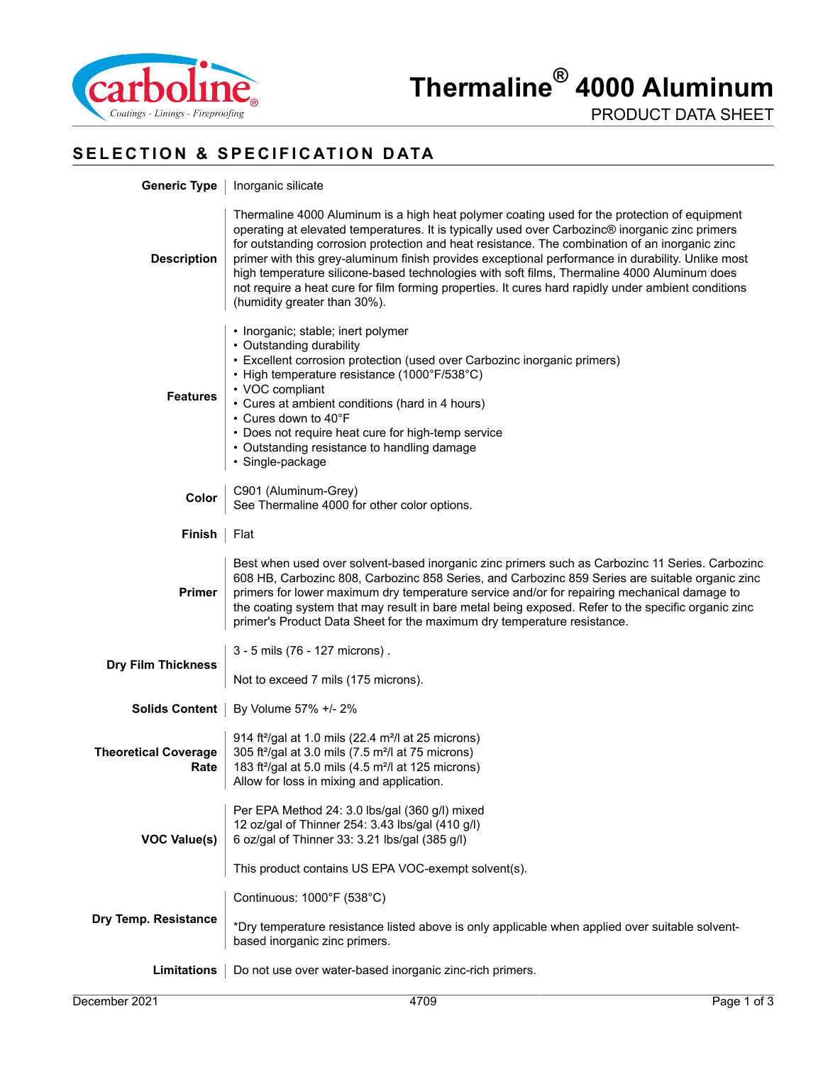# Thermaline® 4000 Aluminum

PRODUCT DATA SHEET

## SELECTION & SPECIFICATION DATA

**Generic Type**
Inorganic silicate

**Description**
Thermaline 4000 Aluminum is a high heat polymer coating used for the protection of equipment operating at elevated temperatures. It is typically used over Carbozinc® inorganic zinc primers for outstanding corrosion protection and heat resistance. The combination of an inorganic zinc primer with this grey-aluminum finish provides exceptional performance in durability. Unlike most high temperature silicone-based technologies with soft films, Thermaline 4000 Aluminum does not require a heat cure for film forming properties. It cures hard rapidly under ambient conditions (humidity greater than 30%).

**Features**
- Inorganic; stable; inert polymer
- Outstanding durability
- Excellent corrosion protection (used over Carbozinc inorganic primers)
- High temperature resistance (1000°F/538°C)
- VOC compliant
- Cures at ambient conditions (hard in 4 hours)
- Cures down to 40°F
- Does not require heat cure for high-temp service
- Outstanding resistance to handling damage
- Single-package

**Color**
C901 (Aluminum-Grey)
See Thermaline 4000 for other color options.

**Finish**
Flat

**Primer**
Best when used over solvent-based inorganic zinc primers such as Carbozinc 11 Series. Carbozinc 608 HB, Carbozinc 808, Carbozinc 858 Series, and Carbozinc 859 Series are suitable organic zinc primers for lower maximum dry temperature service and/or for repairing mechanical damage to the coating system that may result in bare metal being exposed. Refer to the specific organic zinc primer's Product Data Sheet for the maximum dry temperature resistance.

**Dry Film Thickness**
3 - 5 mils (76 - 127 microns) .

Not to exceed 7 mils (175 microns).

**Solids Content**
By Volume 57% +/- 2%

**Theoretical Coverage Rate**
914 ft²/gal at 1.0 mils (22.4 m²/l at 25 microns)
305 ft²/gal at 3.0 mils (7.5 m²/l at 75 microns)
183 ft²/gal at 5.0 mils (4.5 m²/l at 125 microns)
Allow for loss in mixing and application.

**VOC Value(s)**
Per EPA Method 24: 3.0 lbs/gal (360 g/l) mixed
12 oz/gal of Thinner 254: 3.43 lbs/gal (410 g/l)
6 oz/gal of Thinner 33: 3.21 lbs/gal (385 g/l)

This product contains US EPA VOC-exempt solvent(s).

**Dry Temp. Resistance**
Continuous: 1000°F (538°C)

*Dry temperature resistance listed above is only applicable when applied over suitable solvent-based inorganic zinc primers.

**Limitations**
Do not use over water-based inorganic zinc-rich primers.

December 2021 4709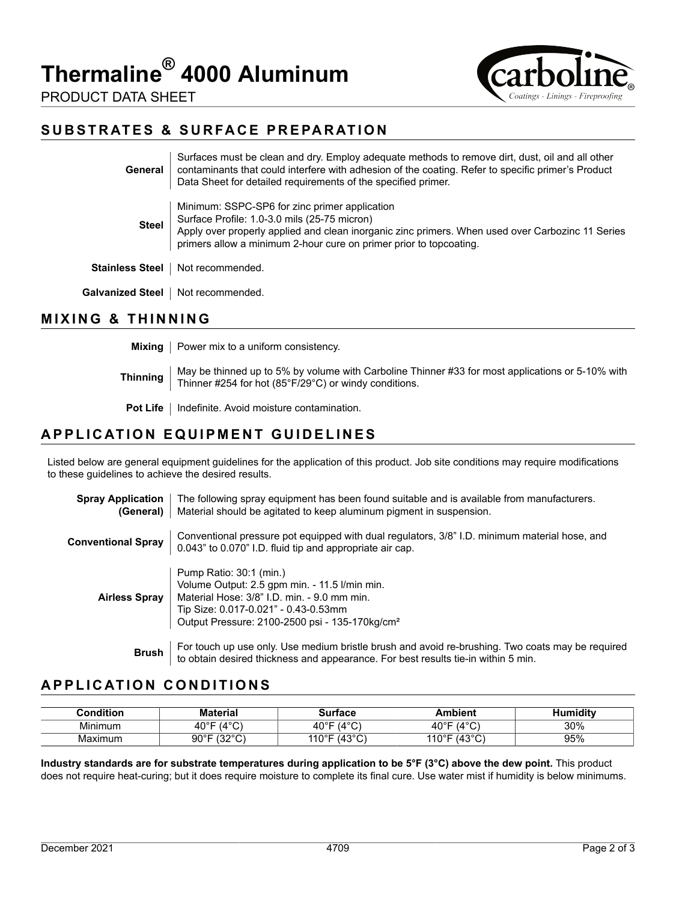## SUBSTRATES & SURFACE PREPARATION

**General** — Surfaces must be clean and dry. Employ adequate methods to remove dirt, dust, oil and all other contaminants that could interfere with adhesion of the coating. Refer to specific primer's Product Data Sheet for detailed requirements of the specified primer.

**Steel** — Minimum: SSPC-SP6 for zinc primer application
Surface Profile: 1.0-3.0 mils (25-75 micron)
Apply over properly applied and clean inorganic zinc primers. When used over Carbozinc 11 Series primers allow a minimum 2-hour cure on primer prior to topcoating.

**Stainless Steel** — Not recommended.

**Galvanized Steel** — Not recommended.

## MIXING & THINNING

**Mixing** — Power mix to a uniform consistency.

**Thinning** — May be thinned up to 5% by volume with Carboline Thinner #33 for most applications or 5-10% with Thinner #254 for hot (85°F/29°C) or windy conditions.

**Pot Life** — Indefinite. Avoid moisture contamination.

## APPLICATION EQUIPMENT GUIDELINES

Listed below are general equipment guidelines for the application of this product. Job site conditions may require modifications to these guidelines to achieve the desired results.

**Spray Application (General)** — The following spray equipment has been found suitable and is available from manufacturers. Material should be agitated to keep aluminum pigment in suspension.

**Conventional Spray** — Conventional pressure pot equipped with dual regulators, 3/8" I.D. minimum material hose, and 0.043" to 0.070" I.D. fluid tip and appropriate air cap.

**Airless Spray** — Pump Ratio: 30:1 (min.)
Volume Output: 2.5 gpm min. - 11.5 l/min min.
Material Hose: 3/8" I.D. min. - 9.0 mm min.
Tip Size: 0.017-0.021" - 0.43-0.53mm
Output Pressure: 2100-2500 psi - 135-170kg/cm²

**Brush** — For touch up use only. Use medium bristle brush and avoid re-brushing. Two coats may be required to obtain desired thickness and appearance. For best results tie-in within 5 min.

## APPLICATION CONDITIONS

| Condition | Material | Surface | Ambient | Humidity |
|---|---|---|---|---|
| Minimum | 40°F (4°C) | 40°F (4°C) | 40°F (4°C) | 30% |
| Maximum | 90°F (32°C) | 110°F (43°C) | 110°F (43°C) | 95% |

**Industry standards are for substrate temperatures during application to be 5°F (3°C) above the dew point.** This product does not require heat-curing; but it does require moisture to complete its final cure. Use water mist if humidity is below minimums.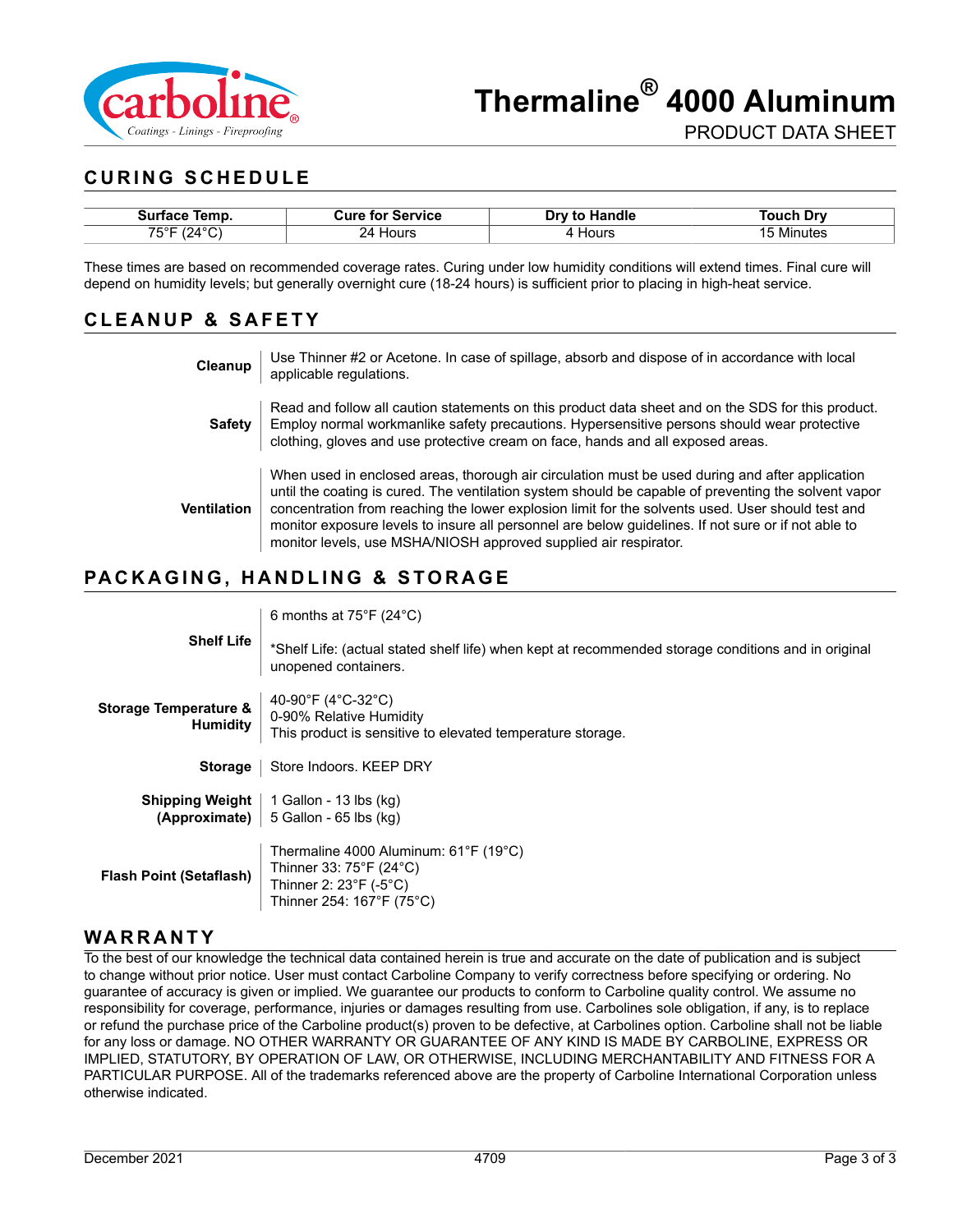## CURING SCHEDULE

| Surface Temp. | Cure for Service | Dry to Handle | Touch Dry |
|---|---|---|---|
| 75°F (24°C) | 24 Hours | 4 Hours | 15 Minutes |

These times are based on recommended coverage rates. Curing under low humidity conditions will extend times. Final cure will depend on humidity levels; but generally overnight cure (18-24 hours) is sufficient prior to placing in high-heat service.

## CLEANUP & SAFETY

| | |
|---|---|
| **Cleanup** | Use Thinner #2 or Acetone. In case of spillage, absorb and dispose of in accordance with local applicable regulations. |
| **Safety** | Read and follow all caution statements on this product data sheet and on the SDS for this product. Employ normal workmanlike safety precautions. Hypersensitive persons should wear protective clothing, gloves and use protective cream on face, hands and all exposed areas. |
| **Ventilation** | When used in enclosed areas, thorough air circulation must be used during and after application until the coating is cured. The ventilation system should be capable of preventing the solvent vapor concentration from reaching the lower explosion limit for the solvents used. User should test and monitor exposure levels to insure all personnel are below guidelines. If not sure or if not able to monitor levels, use MSHA/NIOSH approved supplied air respirator. |

## PACKAGING, HANDLING & STORAGE

| | |
|---|---|
| **Shelf Life** | 6 months at 75°F (24°C)<br><br>*Shelf Life: (actual stated shelf life) when kept at recommended storage conditions and in original unopened containers. |
| **Storage Temperature & Humidity** | 40-90°F (4°C-32°C)<br>0-90% Relative Humidity<br>This product is sensitive to elevated temperature storage. |
| **Storage** | Store Indoors. KEEP DRY |
| **Shipping Weight (Approximate)** | 1 Gallon - 13 lbs (kg)<br>5 Gallon - 65 lbs (kg) |
| **Flash Point (Setaflash)** | Thermaline 4000 Aluminum: 61°F (19°C)<br>Thinner 33: 75°F (24°C)<br>Thinner 2: 23°F (-5°C)<br>Thinner 254: 167°F (75°C) |

## WARRANTY

To the best of our knowledge the technical data contained herein is true and accurate on the date of publication and is subject to change without prior notice. User must contact Carboline Company to verify correctness before specifying or ordering. No guarantee of accuracy is given or implied. We guarantee our products to conform to Carboline quality control. We assume no responsibility for coverage, performance, injuries or damages resulting from use. Carbolines sole obligation, if any, is to replace or refund the purchase price of the Carboline product(s) proven to be defective, at Carbolines option. Carboline shall not be liable for any loss or damage. NO OTHER WARRANTY OR GUARANTEE OF ANY KIND IS MADE BY CARBOLINE, EXPRESS OR IMPLIED, STATUTORY, BY OPERATION OF LAW, OR OTHERWISE, INCLUDING MERCHANTABILITY AND FITNESS FOR A PARTICULAR PURPOSE. All of the trademarks referenced above are the property of Carboline International Corporation unless otherwise indicated.

December 2021 4709